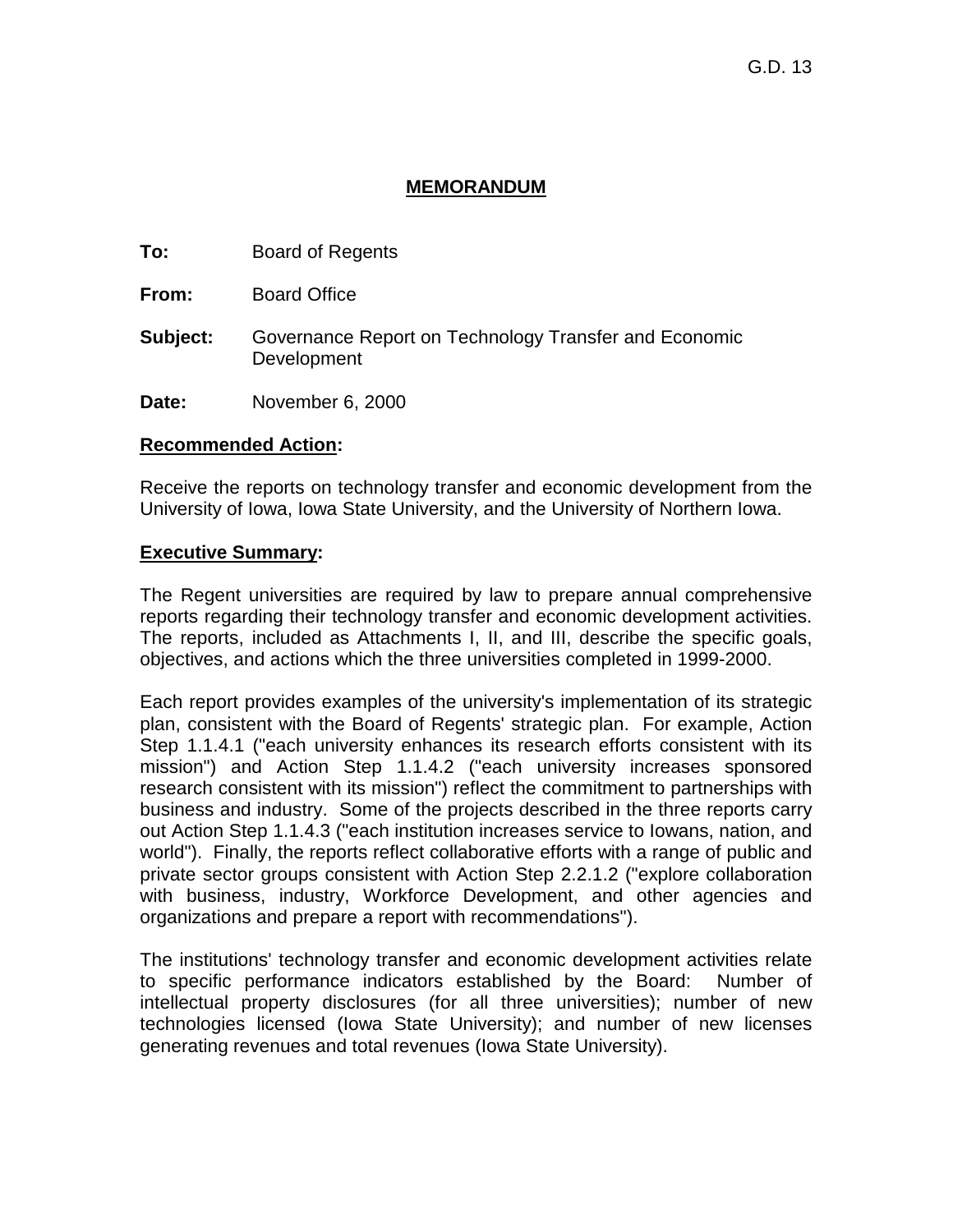G.D. 13

# MEMORANDUM

**To:** Board of Regents

**From:** Board Office

**Subject:** Governance Report on Technology Transfer and Economic Development

**Date:** November 6, 2000

**Recommended Action:**

Receive the reports on technology transfer and economic development from the University of Iowa, Iowa State University, and the University of Northern Iowa.

**Executive Summary:**

The Regent universities are required by law to prepare annual comprehensive reports regarding their technology transfer and economic development activities. The reports, included as Attachments I, II, and III, describe the specific goals, objectives, and actions which the three universities completed in 1999-2000.

Each report provides examples of the university's implementation of its strategic plan, consistent with the Board of Regents' strategic plan. For example, Action Step 1.1.4.1 ("each university enhances its research efforts consistent with its mission") and Action Step 1.1.4.2 ("each university increases sponsored research consistent with its mission") reflect the commitment to partnerships with business and industry. Some of the projects described in the three reports carry out Action Step 1.1.4.3 ("each institution increases service to Iowans, nation, and world"). Finally, the reports reflect collaborative efforts with a range of public and private sector groups consistent with Action Step 2.2.1.2 ("explore collaboration with business, industry, Workforce Development, and other agencies and organizations and prepare a report with recommendations").

The institutions' technology transfer and economic development activities relate to specific performance indicators established by the Board: Number of intellectual property disclosures (for all three universities); number of new technologies licensed (Iowa State University); and number of new licenses generating revenues and total revenues (Iowa State University).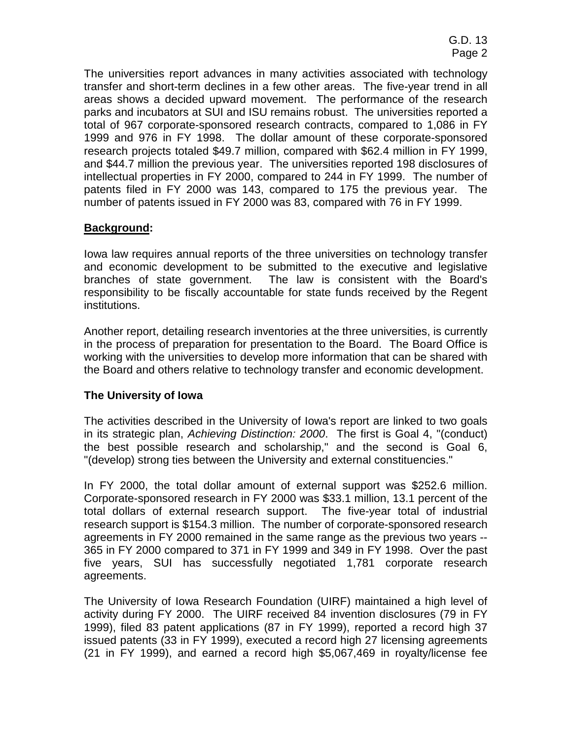The universities report advances in many activities associated with technology transfer and short-term declines in a few other areas. The five-year trend in all areas shows a decided upward movement. The performance of the research parks and incubators at SUI and ISU remains robust. The universities reported a total of 967 corporate-sponsored research contracts, compared to 1,086 in FY 1999 and 976 in FY 1998. The dollar amount of these corporate-sponsored research projects totaled $49.7 million, compared with $62.4 million in FY 1999, and $44.7 million the previous year. The universities reported 198 disclosures of intellectual properties in FY 2000, compared to 244 in FY 1999. The number of patents filed in FY 2000 was 143, compared to 175 the previous year. The number of patents issued in FY 2000 was 83, compared with 76 in FY 1999.

**Background:**

Iowa law requires annual reports of the three universities on technology transfer and economic development to be submitted to the executive and legislative branches of state government. The law is consistent with the Board's responsibility to be fiscally accountable for state funds received by the Regent institutions.

Another report, detailing research inventories at the three universities, is currently in the process of preparation for presentation to the Board. The Board Office is working with the universities to develop more information that can be shared with the Board and others relative to technology transfer and economic development.

**The University of Iowa**

The activities described in the University of Iowa's report are linked to two goals in its strategic plan, *Achieving Distinction: 2000*. The first is Goal 4, "(conduct) the best possible research and scholarship," and the second is Goal 6, "(develop) strong ties between the University and external constituencies."

In FY 2000, the total dollar amount of external support was $252.6 million. Corporate-sponsored research in FY 2000 was $33.1 million, 13.1 percent of the total dollars of external research support. The five-year total of industrial research support is $154.3 million. The number of corporate-sponsored research agreements in FY 2000 remained in the same range as the previous two years -- 365 in FY 2000 compared to 371 in FY 1999 and 349 in FY 1998. Over the past five years, SUI has successfully negotiated 1,781 corporate research agreements.

The University of Iowa Research Foundation (UIRF) maintained a high level of activity during FY 2000. The UIRF received 84 invention disclosures (79 in FY 1999), filed 83 patent applications (87 in FY 1999), reported a record high 37 issued patents (33 in FY 1999), executed a record high 27 licensing agreements (21 in FY 1999), and earned a record high $5,067,469 in royalty/license fee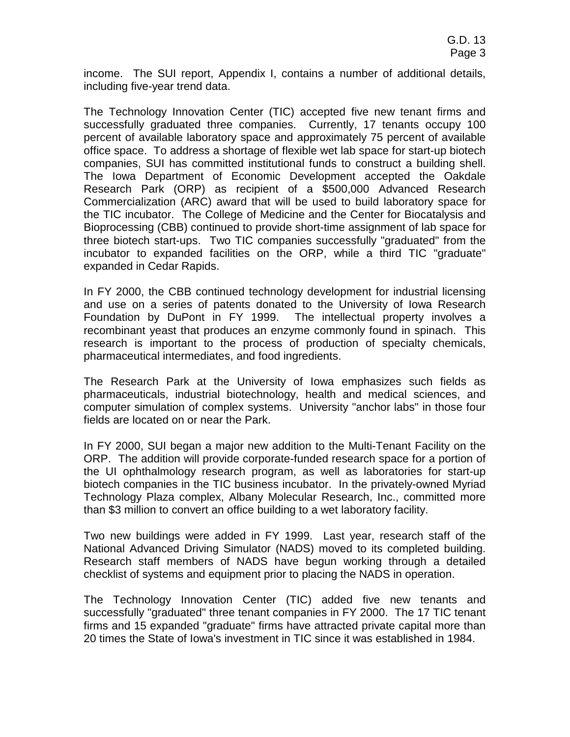income. The SUI report, Appendix I, contains a number of additional details, including five-year trend data.

The Technology Innovation Center (TIC) accepted five new tenant firms and successfully graduated three companies. Currently, 17 tenants occupy 100 percent of available laboratory space and approximately 75 percent of available office space. To address a shortage of flexible wet lab space for start-up biotech companies, SUI has committed institutional funds to construct a building shell. The Iowa Department of Economic Development accepted the Oakdale Research Park (ORP) as recipient of a $500,000 Advanced Research Commercialization (ARC) award that will be used to build laboratory space for the TIC incubator. The College of Medicine and the Center for Biocatalysis and Bioprocessing (CBB) continued to provide short-time assignment of lab space for three biotech start-ups. Two TIC companies successfully "graduated" from the incubator to expanded facilities on the ORP, while a third TIC "graduate" expanded in Cedar Rapids.

In FY 2000, the CBB continued technology development for industrial licensing and use on a series of patents donated to the University of Iowa Research Foundation by DuPont in FY 1999. The intellectual property involves a recombinant yeast that produces an enzyme commonly found in spinach. This research is important to the process of production of specialty chemicals, pharmaceutical intermediates, and food ingredients.

The Research Park at the University of Iowa emphasizes such fields as pharmaceuticals, industrial biotechnology, health and medical sciences, and computer simulation of complex systems. University "anchor labs" in those four fields are located on or near the Park.

In FY 2000, SUI began a major new addition to the Multi-Tenant Facility on the ORP. The addition will provide corporate-funded research space for a portion of the UI ophthalmology research program, as well as laboratories for start-up biotech companies in the TIC business incubator. In the privately-owned Myriad Technology Plaza complex, Albany Molecular Research, Inc., committed more than $3 million to convert an office building to a wet laboratory facility.

Two new buildings were added in FY 1999. Last year, research staff of the National Advanced Driving Simulator (NADS) moved to its completed building. Research staff members of NADS have begun working through a detailed checklist of systems and equipment prior to placing the NADS in operation.

The Technology Innovation Center (TIC) added five new tenants and successfully "graduated" three tenant companies in FY 2000. The 17 TIC tenant firms and 15 expanded "graduate" firms have attracted private capital more than 20 times the State of Iowa's investment in TIC since it was established in 1984.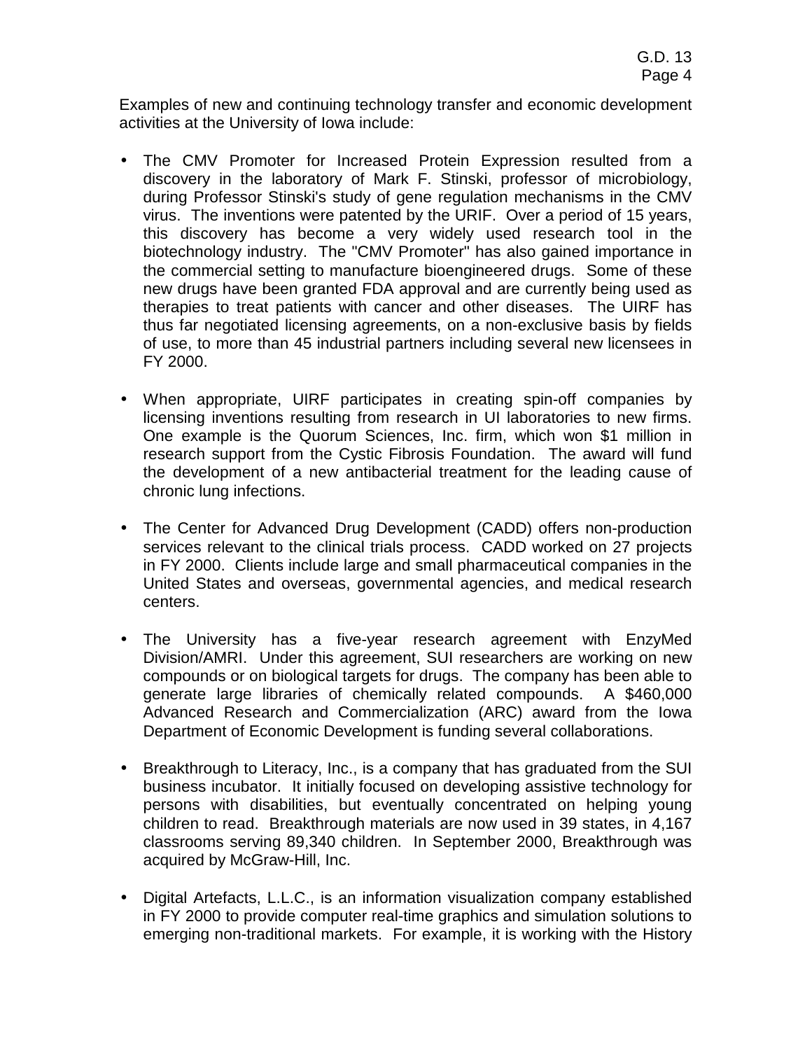Examples of new and continuing technology transfer and economic development activities at the University of Iowa include:

- The CMV Promoter for Increased Protein Expression resulted from a discovery in the laboratory of Mark F. Stinski, professor of microbiology, during Professor Stinski's study of gene regulation mechanisms in the CMV virus. The inventions were patented by the URIF. Over a period of 15 years, this discovery has become a very widely used research tool in the biotechnology industry. The "CMV Promoter" has also gained importance in the commercial setting to manufacture bioengineered drugs. Some of these new drugs have been granted FDA approval and are currently being used as therapies to treat patients with cancer and other diseases. The UIRF has thus far negotiated licensing agreements, on a non-exclusive basis by fields of use, to more than 45 industrial partners including several new licensees in FY 2000.

- When appropriate, UIRF participates in creating spin-off companies by licensing inventions resulting from research in UI laboratories to new firms. One example is the Quorum Sciences, Inc. firm, which won $1 million in research support from the Cystic Fibrosis Foundation. The award will fund the development of a new antibacterial treatment for the leading cause of chronic lung infections.

- The Center for Advanced Drug Development (CADD) offers non-production services relevant to the clinical trials process. CADD worked on 27 projects in FY 2000. Clients include large and small pharmaceutical companies in the United States and overseas, governmental agencies, and medical research centers.

- The University has a five-year research agreement with EnzyMed Division/AMRI. Under this agreement, SUI researchers are working on new compounds or on biological targets for drugs. The company has been able to generate large libraries of chemically related compounds. A $460,000 Advanced Research and Commercialization (ARC) award from the Iowa Department of Economic Development is funding several collaborations.

- Breakthrough to Literacy, Inc., is a company that has graduated from the SUI business incubator. It initially focused on developing assistive technology for persons with disabilities, but eventually concentrated on helping young children to read. Breakthrough materials are now used in 39 states, in 4,167 classrooms serving 89,340 children. In September 2000, Breakthrough was acquired by McGraw-Hill, Inc.

- Digital Artefacts, L.L.C., is an information visualization company established in FY 2000 to provide computer real-time graphics and simulation solutions to emerging non-traditional markets. For example, it is working with the History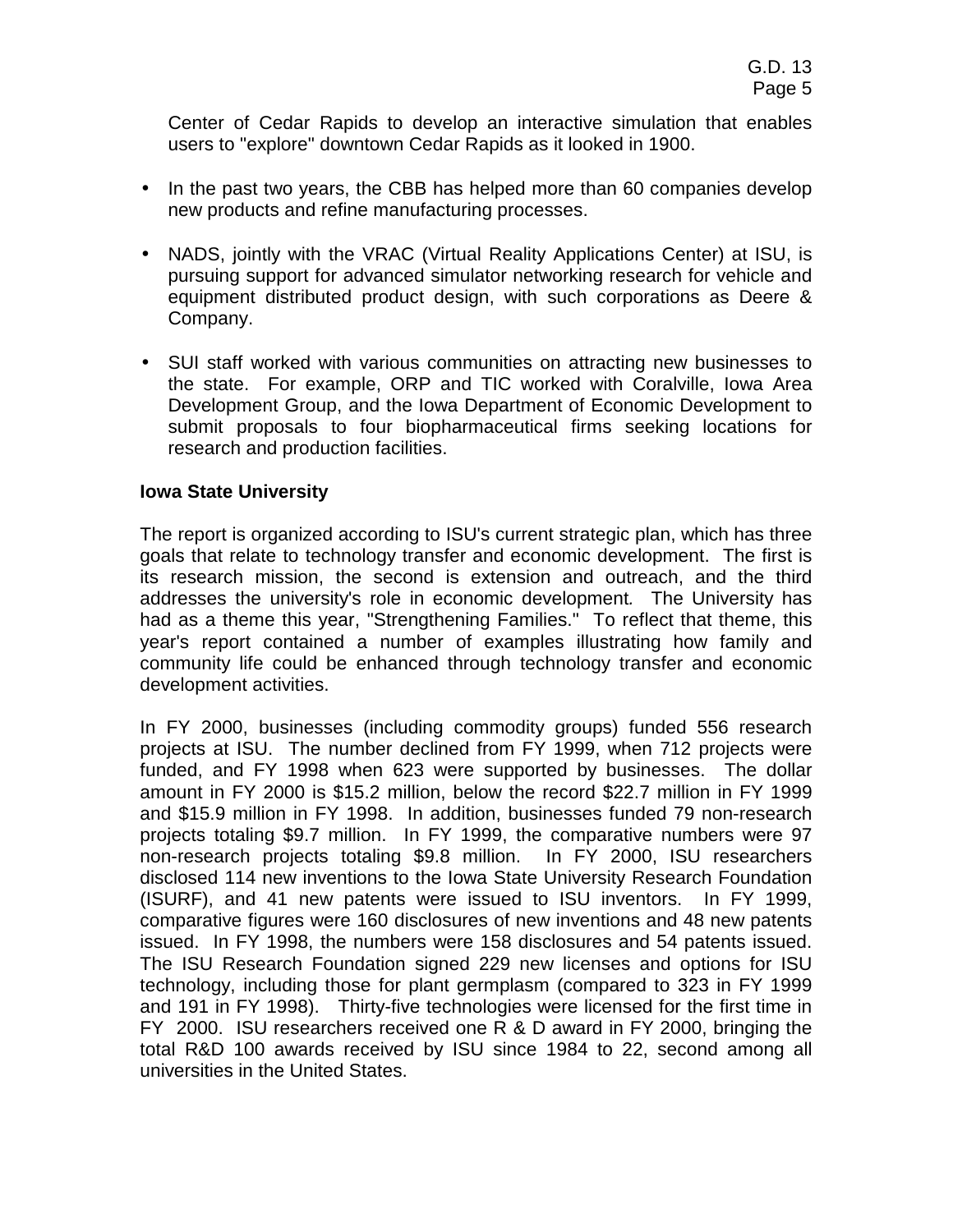Center of Cedar Rapids to develop an interactive simulation that enables users to "explore" downtown Cedar Rapids as it looked in 1900.

- In the past two years, the CBB has helped more than 60 companies develop new products and refine manufacturing processes.
- NADS, jointly with the VRAC (Virtual Reality Applications Center) at ISU, is pursuing support for advanced simulator networking research for vehicle and equipment distributed product design, with such corporations as Deere & Company.
- SUI staff worked with various communities on attracting new businesses to the state. For example, ORP and TIC worked with Coralville, Iowa Area Development Group, and the Iowa Department of Economic Development to submit proposals to four biopharmaceutical firms seeking locations for research and production facilities.

**Iowa State University**

The report is organized according to ISU's current strategic plan, which has three goals that relate to technology transfer and economic development. The first is its research mission, the second is extension and outreach, and the third addresses the university's role in economic development. The University has had as a theme this year, "Strengthening Families." To reflect that theme, this year's report contained a number of examples illustrating how family and community life could be enhanced through technology transfer and economic development activities.

In FY 2000, businesses (including commodity groups) funded 556 research projects at ISU. The number declined from FY 1999, when 712 projects were funded, and FY 1998 when 623 were supported by businesses. The dollar amount in FY 2000 is $15.2 million, below the record $22.7 million in FY 1999 and $15.9 million in FY 1998. In addition, businesses funded 79 non-research projects totaling $9.7 million. In FY 1999, the comparative numbers were 97 non-research projects totaling $9.8 million. In FY 2000, ISU researchers disclosed 114 new inventions to the Iowa State University Research Foundation (ISURF), and 41 new patents were issued to ISU inventors. In FY 1999, comparative figures were 160 disclosures of new inventions and 48 new patents issued. In FY 1998, the numbers were 158 disclosures and 54 patents issued. The ISU Research Foundation signed 229 new licenses and options for ISU technology, including those for plant germplasm (compared to 323 in FY 1999 and 191 in FY 1998). Thirty-five technologies were licensed for the first time in FY 2000. ISU researchers received one R & D award in FY 2000, bringing the total R&D 100 awards received by ISU since 1984 to 22, second among all universities in the United States.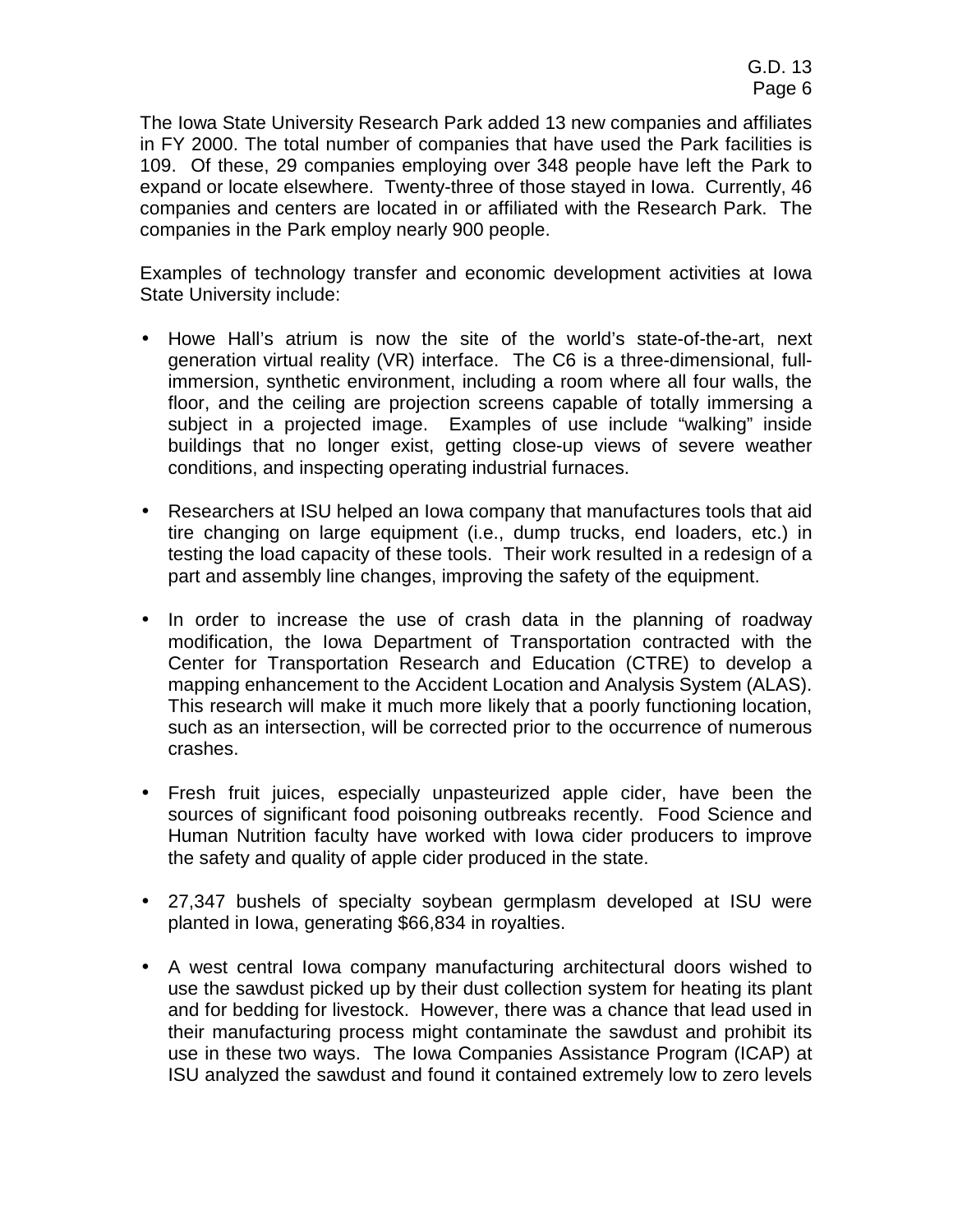The Iowa State University Research Park added 13 new companies and affiliates in FY 2000. The total number of companies that have used the Park facilities is 109. Of these, 29 companies employing over 348 people have left the Park to expand or locate elsewhere. Twenty-three of those stayed in Iowa. Currently, 46 companies and centers are located in or affiliated with the Research Park. The companies in the Park employ nearly 900 people.

Examples of technology transfer and economic development activities at Iowa State University include:

- Howe Hall's atrium is now the site of the world's state-of-the-art, next generation virtual reality (VR) interface. The C6 is a three-dimensional, full-immersion, synthetic environment, including a room where all four walls, the floor, and the ceiling are projection screens capable of totally immersing a subject in a projected image. Examples of use include "walking" inside buildings that no longer exist, getting close-up views of severe weather conditions, and inspecting operating industrial furnaces.

- Researchers at ISU helped an Iowa company that manufactures tools that aid tire changing on large equipment (i.e., dump trucks, end loaders, etc.) in testing the load capacity of these tools. Their work resulted in a redesign of a part and assembly line changes, improving the safety of the equipment.

- In order to increase the use of crash data in the planning of roadway modification, the Iowa Department of Transportation contracted with the Center for Transportation Research and Education (CTRE) to develop a mapping enhancement to the Accident Location and Analysis System (ALAS). This research will make it much more likely that a poorly functioning location, such as an intersection, will be corrected prior to the occurrence of numerous crashes.

- Fresh fruit juices, especially unpasteurized apple cider, have been the sources of significant food poisoning outbreaks recently. Food Science and Human Nutrition faculty have worked with Iowa cider producers to improve the safety and quality of apple cider produced in the state.

- 27,347 bushels of specialty soybean germplasm developed at ISU were planted in Iowa, generating $66,834 in royalties.

- A west central Iowa company manufacturing architectural doors wished to use the sawdust picked up by their dust collection system for heating its plant and for bedding for livestock. However, there was a chance that lead used in their manufacturing process might contaminate the sawdust and prohibit its use in these two ways. The Iowa Companies Assistance Program (ICAP) at ISU analyzed the sawdust and found it contained extremely low to zero levels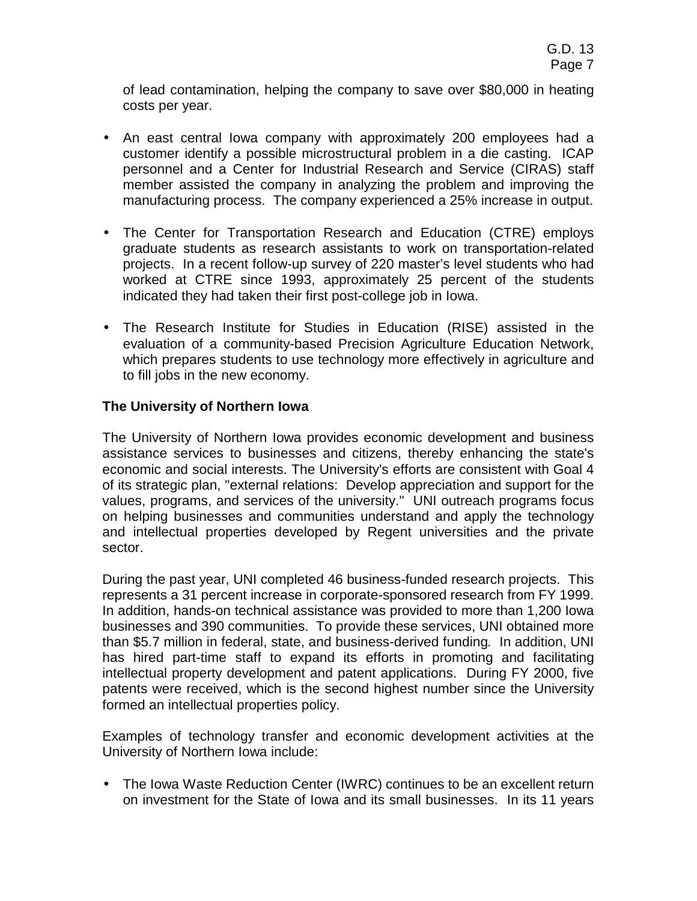of lead contamination, helping the company to save over $80,000 in heating costs per year.

- An east central Iowa company with approximately 200 employees had a customer identify a possible microstructural problem in a die casting. ICAP personnel and a Center for Industrial Research and Service (CIRAS) staff member assisted the company in analyzing the problem and improving the manufacturing process. The company experienced a 25% increase in output.

- The Center for Transportation Research and Education (CTRE) employs graduate students as research assistants to work on transportation-related projects. In a recent follow-up survey of 220 master's level students who had worked at CTRE since 1993, approximately 25 percent of the students indicated they had taken their first post-college job in Iowa.

- The Research Institute for Studies in Education (RISE) assisted in the evaluation of a community-based Precision Agriculture Education Network, which prepares students to use technology more effectively in agriculture and to fill jobs in the new economy.

**The University of Northern Iowa**

The University of Northern Iowa provides economic development and business assistance services to businesses and citizens, thereby enhancing the state's economic and social interests. The University's efforts are consistent with Goal 4 of its strategic plan, "external relations: Develop appreciation and support for the values, programs, and services of the university." UNI outreach programs focus on helping businesses and communities understand and apply the technology and intellectual properties developed by Regent universities and the private sector.

During the past year, UNI completed 46 business-funded research projects. This represents a 31 percent increase in corporate-sponsored research from FY 1999. In addition, hands-on technical assistance was provided to more than 1,200 Iowa businesses and 390 communities. To provide these services, UNI obtained more than $5.7 million in federal, state, and business-derived funding. In addition, UNI has hired part-time staff to expand its efforts in promoting and facilitating intellectual property development and patent applications. During FY 2000, five patents were received, which is the second highest number since the University formed an intellectual properties policy.

Examples of technology transfer and economic development activities at the University of Northern Iowa include:

- The Iowa Waste Reduction Center (IWRC) continues to be an excellent return on investment for the State of Iowa and its small businesses. In its 11 years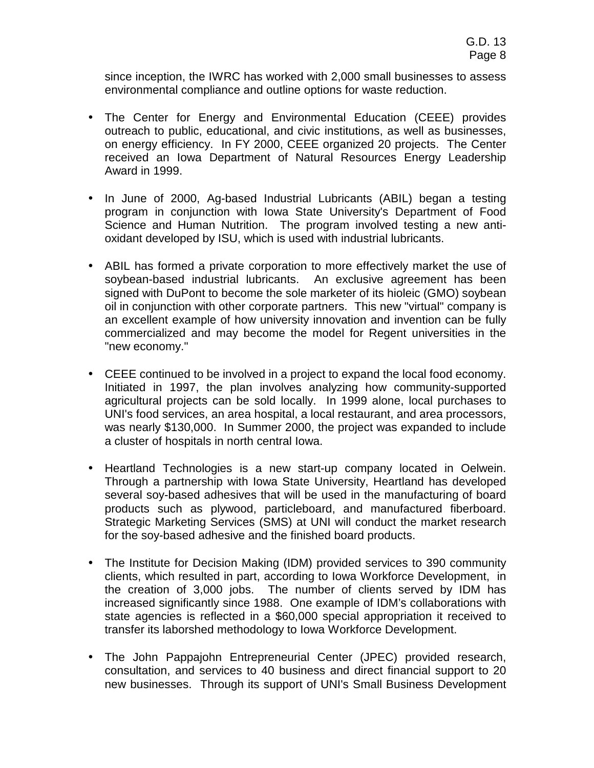since inception, the IWRC has worked with 2,000 small businesses to assess environmental compliance and outline options for waste reduction.

- The Center for Energy and Environmental Education (CEEE) provides outreach to public, educational, and civic institutions, as well as businesses, on energy efficiency. In FY 2000, CEEE organized 20 projects. The Center received an Iowa Department of Natural Resources Energy Leadership Award in 1999.

- In June of 2000, Ag-based Industrial Lubricants (ABIL) began a testing program in conjunction with Iowa State University's Department of Food Science and Human Nutrition. The program involved testing a new anti-oxidant developed by ISU, which is used with industrial lubricants.

- ABIL has formed a private corporation to more effectively market the use of soybean-based industrial lubricants. An exclusive agreement has been signed with DuPont to become the sole marketer of its hioleic (GMO) soybean oil in conjunction with other corporate partners. This new "virtual" company is an excellent example of how university innovation and invention can be fully commercialized and may become the model for Regent universities in the "new economy."

- CEEE continued to be involved in a project to expand the local food economy. Initiated in 1997, the plan involves analyzing how community-supported agricultural projects can be sold locally. In 1999 alone, local purchases to UNI's food services, an area hospital, a local restaurant, and area processors, was nearly $130,000. In Summer 2000, the project was expanded to include a cluster of hospitals in north central Iowa.

- Heartland Technologies is a new start-up company located in Oelwein. Through a partnership with Iowa State University, Heartland has developed several soy-based adhesives that will be used in the manufacturing of board products such as plywood, particleboard, and manufactured fiberboard. Strategic Marketing Services (SMS) at UNI will conduct the market research for the soy-based adhesive and the finished board products.

- The Institute for Decision Making (IDM) provided services to 390 community clients, which resulted in part, according to Iowa Workforce Development, in the creation of 3,000 jobs. The number of clients served by IDM has increased significantly since 1988. One example of IDM's collaborations with state agencies is reflected in a $60,000 special appropriation it received to transfer its laborshed methodology to Iowa Workforce Development.

- The John Pappajohn Entrepreneurial Center (JPEC) provided research, consultation, and services to 40 business and direct financial support to 20 new businesses. Through its support of UNI's Small Business Development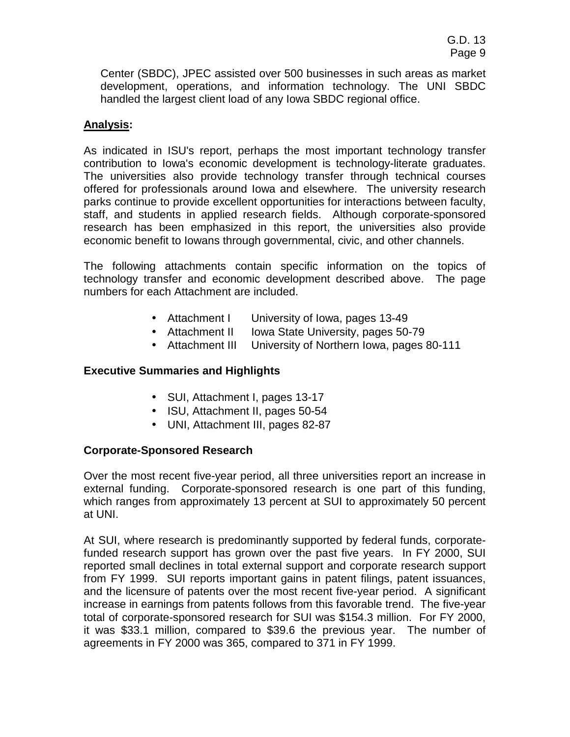Center (SBDC), JPEC assisted over 500 businesses in such areas as market development, operations, and information technology. The UNI SBDC handled the largest client load of any Iowa SBDC regional office.

**Analysis:**

As indicated in ISU's report, perhaps the most important technology transfer contribution to Iowa's economic development is technology-literate graduates. The universities also provide technology transfer through technical courses offered for professionals around Iowa and elsewhere. The university research parks continue to provide excellent opportunities for interactions between faculty, staff, and students in applied research fields. Although corporate-sponsored research has been emphasized in this report, the universities also provide economic benefit to Iowans through governmental, civic, and other channels.

The following attachments contain specific information on the topics of technology transfer and economic development described above. The page numbers for each Attachment are included.

- Attachment I University of Iowa, pages 13-49
- Attachment II Iowa State University, pages 50-79
- Attachment III University of Northern Iowa, pages 80-111

**Executive Summaries and Highlights**

- SUI, Attachment I, pages 13-17
- ISU, Attachment II, pages 50-54
- UNI, Attachment III, pages 82-87

**Corporate-Sponsored Research**

Over the most recent five-year period, all three universities report an increase in external funding. Corporate-sponsored research is one part of this funding, which ranges from approximately 13 percent at SUI to approximately 50 percent at UNI.

At SUI, where research is predominantly supported by federal funds, corporate-funded research support has grown over the past five years. In FY 2000, SUI reported small declines in total external support and corporate research support from FY 1999. SUI reports important gains in patent filings, patent issuances, and the licensure of patents over the most recent five-year period. A significant increase in earnings from patents follows from this favorable trend. The five-year total of corporate-sponsored research for SUI was $154.3 million. For FY 2000, it was $33.1 million, compared to $39.6 the previous year. The number of agreements in FY 2000 was 365, compared to 371 in FY 1999.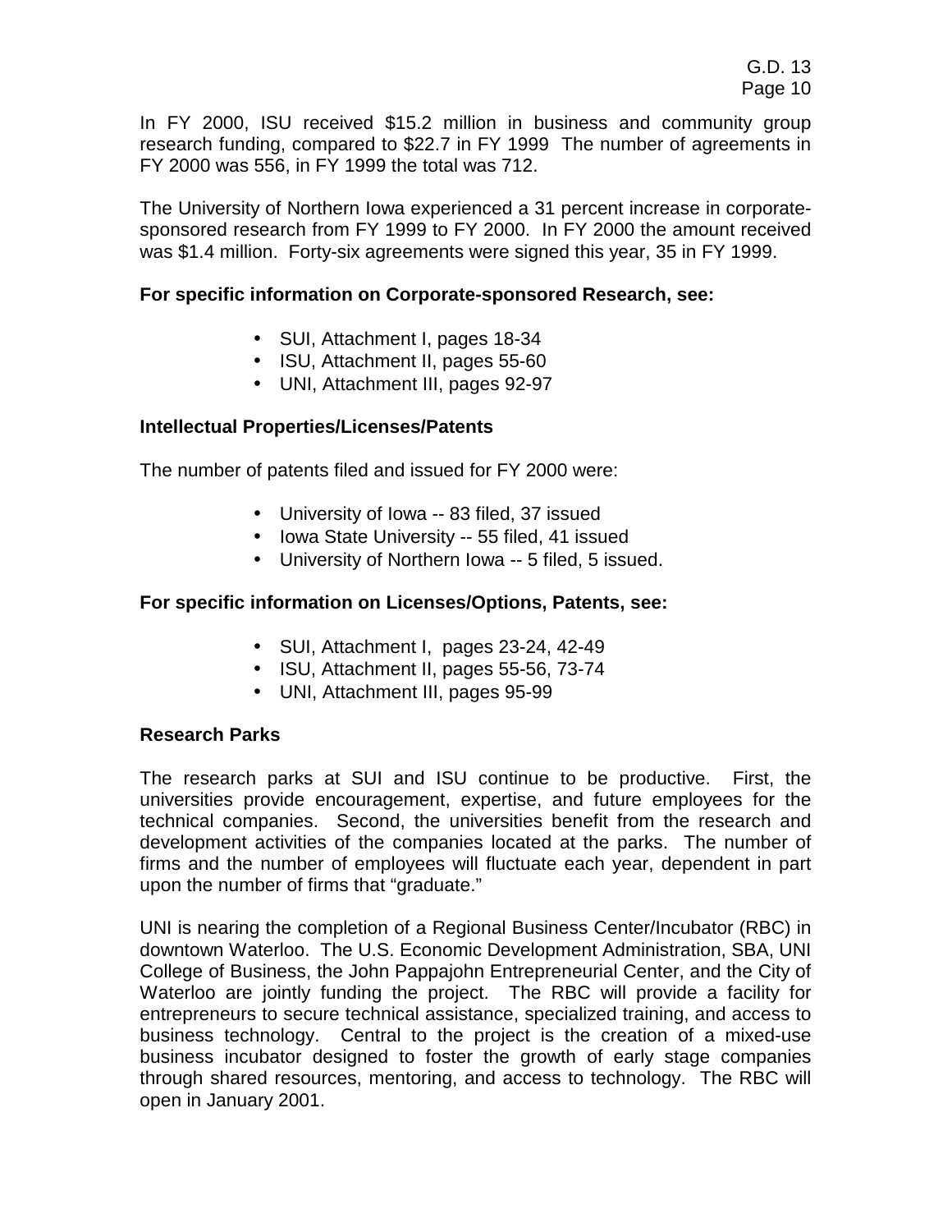In FY 2000, ISU received $15.2 million in business and community group research funding, compared to $22.7 in FY 1999 The number of agreements in FY 2000 was 556, in FY 1999 the total was 712.

The University of Northern Iowa experienced a 31 percent increase in corporate-sponsored research from FY 1999 to FY 2000. In FY 2000 the amount received was $1.4 million. Forty-six agreements were signed this year, 35 in FY 1999.

**For specific information on Corporate-sponsored Research, see:**

- SUI, Attachment I, pages 18-34
- ISU, Attachment II, pages 55-60
- UNI, Attachment III, pages 92-97

**Intellectual Properties/Licenses/Patents**

The number of patents filed and issued for FY 2000 were:

- University of Iowa -- 83 filed, 37 issued
- Iowa State University -- 55 filed, 41 issued
- University of Northern Iowa -- 5 filed, 5 issued.

**For specific information on Licenses/Options, Patents, see:**

- SUI, Attachment I, pages 23-24, 42-49
- ISU, Attachment II, pages 55-56, 73-74
- UNI, Attachment III, pages 95-99

**Research Parks**

The research parks at SUI and ISU continue to be productive. First, the universities provide encouragement, expertise, and future employees for the technical companies. Second, the universities benefit from the research and development activities of the companies located at the parks. The number of firms and the number of employees will fluctuate each year, dependent in part upon the number of firms that "graduate."

UNI is nearing the completion of a Regional Business Center/Incubator (RBC) in downtown Waterloo. The U.S. Economic Development Administration, SBA, UNI College of Business, the John Pappajohn Entrepreneurial Center, and the City of Waterloo are jointly funding the project. The RBC will provide a facility for entrepreneurs to secure technical assistance, specialized training, and access to business technology. Central to the project is the creation of a mixed-use business incubator designed to foster the growth of early stage companies through shared resources, mentoring, and access to technology. The RBC will open in January 2001.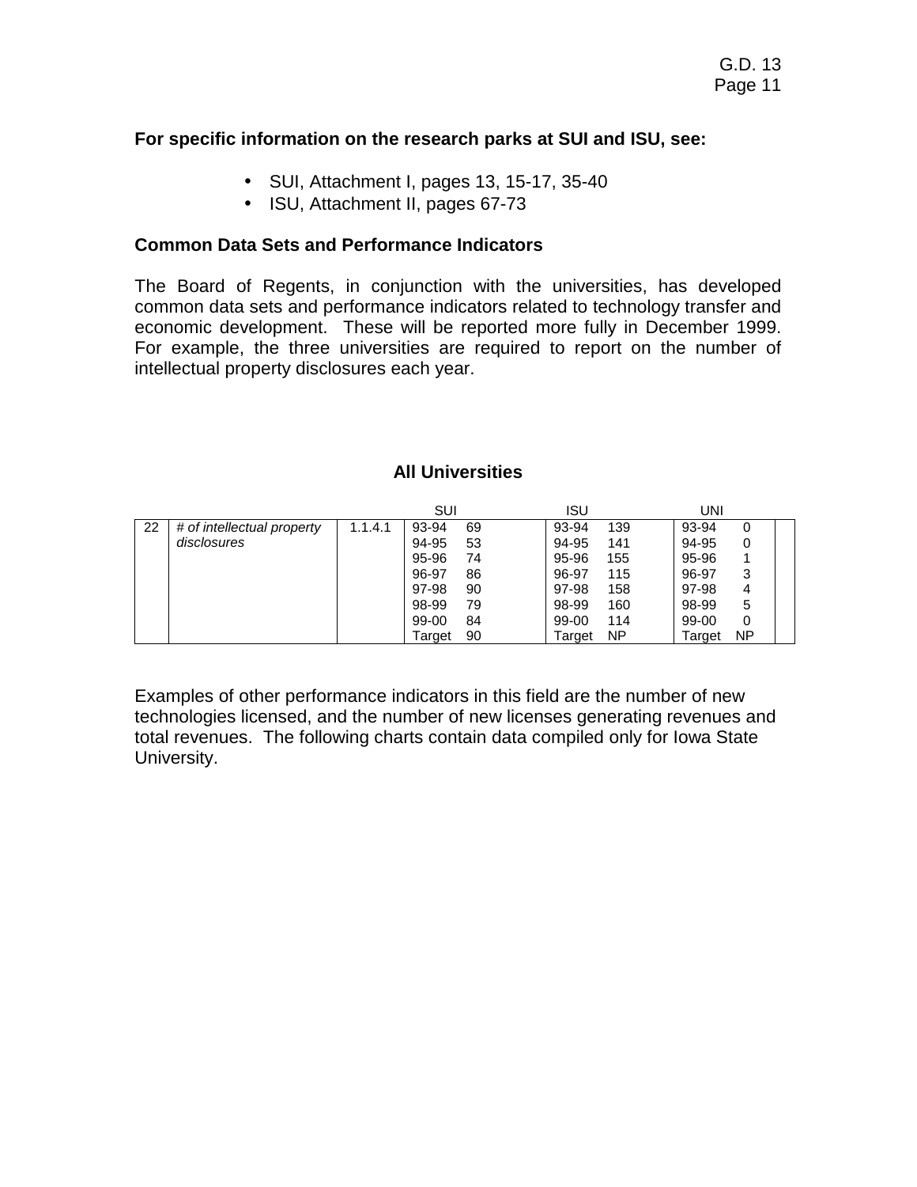**For specific information on the research parks at SUI and ISU, see:**

- SUI, Attachment I, pages 13, 15-17, 35-40
- ISU, Attachment II, pages 67-73

**Common Data Sets and Performance Indicators**

The Board of Regents, in conjunction with the universities, has developed common data sets and performance indicators related to technology transfer and economic development. These will be reported more fully in December 1999. For example, the three universities are required to report on the number of intellectual property disclosures each year.

**All Universities**

| | | | SUI | | ISU | | UNI | | |
|---|---|---|---|---|---|---|---|---|---|
| 22 | *# of intellectual property disclosures* | 1.1.4.1 | 93-94 | 69 | 93-94 | 139 | 93-94 | 0 | |
| | | | 94-95 | 53 | 94-95 | 141 | 94-95 | 0 | |
| | | | 95-96 | 74 | 95-96 | 155 | 95-96 | 1 | |
| | | | 96-97 | 86 | 96-97 | 115 | 96-97 | 3 | |
| | | | 97-98 | 90 | 97-98 | 158 | 97-98 | 4 | |
| | | | 98-99 | 79 | 98-99 | 160 | 98-99 | 5 | |
| | | | 99-00 | 84 | 99-00 | 114 | 99-00 | 0 | |
| | | | Target | 90 | Target | NP | Target | NP | |

Examples of other performance indicators in this field are the number of new technologies licensed, and the number of new licenses generating revenues and total revenues. The following charts contain data compiled only for Iowa State University.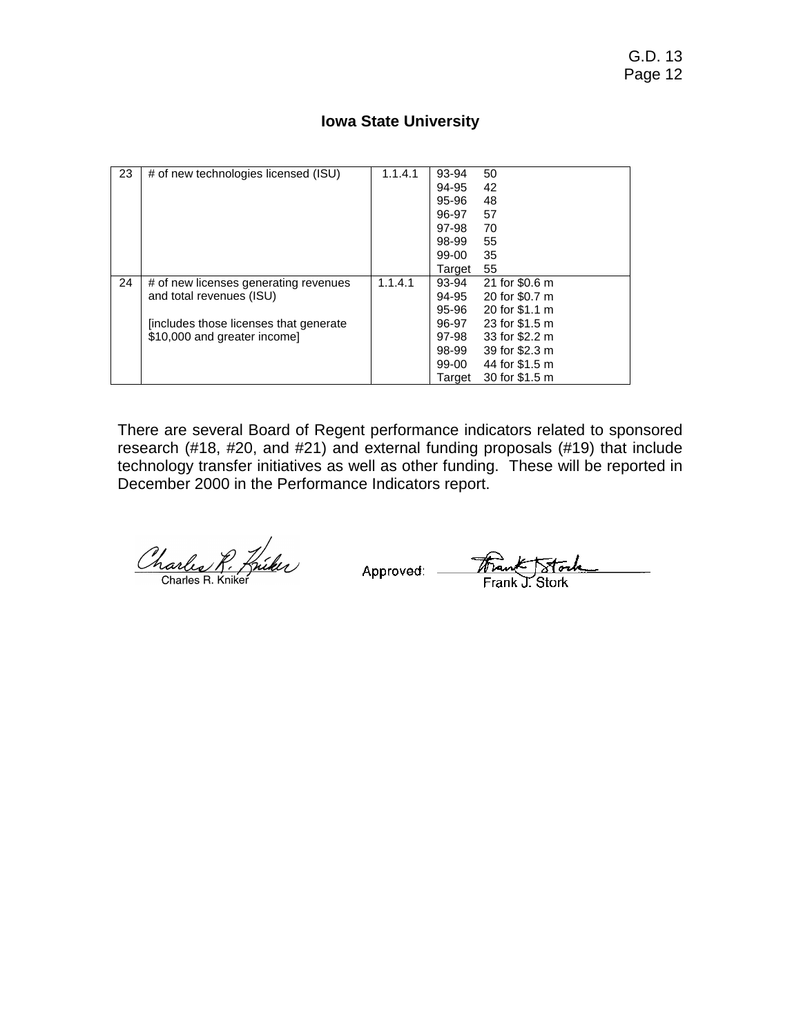## Iowa State University

| | | | |
|---|---|---|---|
| 23 | # of new technologies licensed (ISU) | 1.1.4.1 | 93-94 50<br>94-95 42<br>95-96 48<br>96-97 57<br>97-98 70<br>98-99 55<br>99-00 35<br>Target 55 |
| 24 | # of new licenses generating revenues and total revenues (ISU)<br><br>[includes those licenses that generate $10,000 and greater income] | 1.1.4.1 | 93-94 21 for $0.6 m<br>94-95 20 for $0.7 m<br>95-96 20 for $1.1 m<br>96-97 23 for $1.5 m<br>97-98 33 for $2.2 m<br>98-99 39 for $2.3 m<br>99-00 44 for $1.5 m<br>Target 30 for $1.5 m |

There are several Board of Regent performance indicators related to sponsored research (#18, #20, and #21) and external funding proposals (#19) that include technology transfer initiatives as well as other funding. These will be reported in December 2000 in the Performance Indicators report.

Charles R. Kniker

Approved: Frank J. Stork